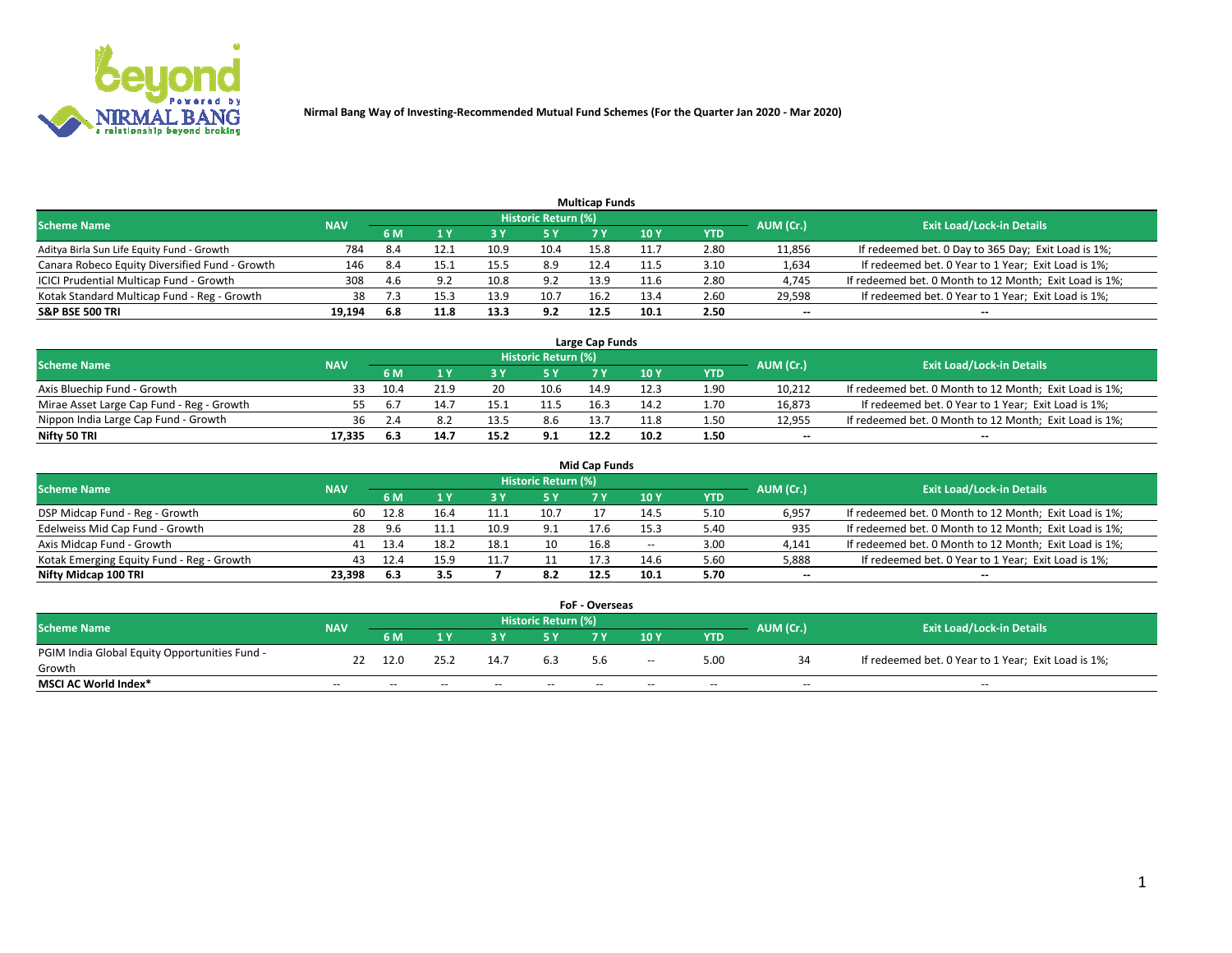Nirmal Bang Way of Investing-Recommended Mutual Fund Schemes (For the Quarter Jan 2020 - Mar 2020)

## Multicap Funds

| Scheme Name | NAV | Historic Return (%) | | | | | | | AUM (Cr.) | Exit Load/Lock-in Details |
|---|---|---|---|---|---|---|---|---|---|---|
| | | 6 M | 1 Y | 3 Y | 5 Y | 7 Y | 10 Y | YTD | | |
| Aditya Birla Sun Life Equity Fund - Growth | 784 | 8.4 | 12.1 | 10.9 | 10.4 | 15.8 | 11.7 | 2.80 | 11,856 | If redeemed bet. 0 Day to 365 Day; Exit Load is 1%; |
| Canara Robeco Equity Diversified Fund - Growth | 146 | 8.4 | 15.1 | 15.5 | 8.9 | 12.4 | 11.5 | 3.10 | 1,634 | If redeemed bet. 0 Year to 1 Year; Exit Load is 1%; |
| ICICI Prudential Multicap Fund - Growth | 308 | 4.6 | 9.2 | 10.8 | 9.2 | 13.9 | 11.6 | 2.80 | 4,745 | If redeemed bet. 0 Month to 12 Month; Exit Load is 1%; |
| Kotak Standard Multicap Fund - Reg - Growth | 38 | 7.3 | 15.3 | 13.9 | 10.7 | 16.2 | 13.4 | 2.60 | 29,598 | If redeemed bet. 0 Year to 1 Year; Exit Load is 1%; |
| **S&P BSE 500 TRI** | **19,194** | **6.8** | **11.8** | **13.3** | **9.2** | **12.5** | **10.1** | **2.50** | -- | -- |

## Large Cap Funds

| Scheme Name | NAV | Historic Return (%) | | | | | | | AUM (Cr.) | Exit Load/Lock-in Details |
|---|---|---|---|---|---|---|---|---|---|---|
| | | 6 M | 1 Y | 3 Y | 5 Y | 7 Y | 10 Y | YTD | | |
| Axis Bluechip Fund - Growth | 33 | 10.4 | 21.9 | 20 | 10.6 | 14.9 | 12.3 | 1.90 | 10,212 | If redeemed bet. 0 Month to 12 Month; Exit Load is 1%; |
| Mirae Asset Large Cap Fund - Reg - Growth | 55 | 6.7 | 14.7 | 15.1 | 11.5 | 16.3 | 14.2 | 1.70 | 16,873 | If redeemed bet. 0 Year to 1 Year; Exit Load is 1%; |
| Nippon India Large Cap Fund - Growth | 36 | 2.4 | 8.2 | 13.5 | 8.6 | 13.7 | 11.8 | 1.50 | 12,955 | If redeemed bet. 0 Month to 12 Month; Exit Load is 1%; |
| **Nifty 50 TRI** | **17,335** | **6.3** | **14.7** | **15.2** | **9.1** | **12.2** | **10.2** | **1.50** | -- | -- |

## Mid Cap Funds

| Scheme Name | NAV | Historic Return (%) | | | | | | | AUM (Cr.) | Exit Load/Lock-in Details |
|---|---|---|---|---|---|---|---|---|---|---|
| | | 6 M | 1 Y | 3 Y | 5 Y | 7 Y | 10 Y | YTD | | |
| DSP Midcap Fund - Reg - Growth | 60 | 12.8 | 16.4 | 11.1 | 10.7 | 17 | 14.5 | 5.10 | 6,957 | If redeemed bet. 0 Month to 12 Month; Exit Load is 1%; |
| Edelweiss Mid Cap Fund - Growth | 28 | 9.6 | 11.1 | 10.9 | 9.1 | 17.6 | 15.3 | 5.40 | 935 | If redeemed bet. 0 Month to 12 Month; Exit Load is 1%; |
| Axis Midcap Fund - Growth | 41 | 13.4 | 18.2 | 18.1 | 10 | 16.8 | -- | 3.00 | 4,141 | If redeemed bet. 0 Month to 12 Month; Exit Load is 1%; |
| Kotak Emerging Equity Fund - Reg - Growth | 43 | 12.4 | 15.9 | 11.7 | 11 | 17.3 | 14.6 | 5.60 | 5,888 | If redeemed bet. 0 Year to 1 Year; Exit Load is 1%; |
| **Nifty Midcap 100 TRI** | **23,398** | **6.3** | **3.5** | **7** | **8.2** | **12.5** | **10.1** | **5.70** | -- | -- |

## FoF - Overseas

| Scheme Name | NAV | Historic Return (%) | | | | | | | AUM (Cr.) | Exit Load/Lock-in Details |
|---|---|---|---|---|---|---|---|---|---|---|
| | | 6 M | 1 Y | 3 Y | 5 Y | 7 Y | 10 Y | YTD | | |
| PGIM India Global Equity Opportunities Fund - Growth | 22 | 12.0 | 25.2 | 14.7 | 6.3 | 5.6 | -- | 5.00 | 34 | If redeemed bet. 0 Year to 1 Year; Exit Load is 1%; |
| **MSCI AC World Index*** | -- | -- | -- | -- | -- | -- | -- | -- | -- | -- |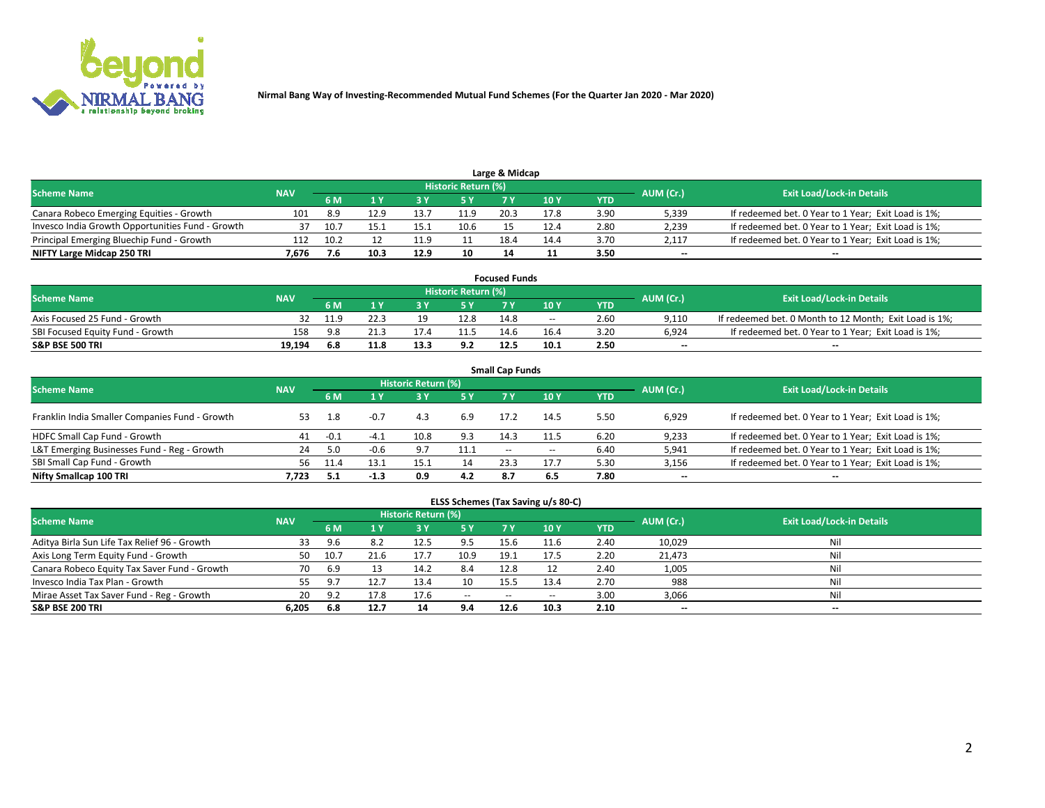Nirmal Bang Way of Investing-Recommended Mutual Fund Schemes (For the Quarter Jan 2020 - Mar 2020)

## Large & Midcap

| Scheme Name | NAV | Historic Return (%) | | | | | | | AUM (Cr.) | Exit Load/Lock-in Details |
|---|---|---|---|---|---|---|---|---|---|---|
| | | 6 M | 1 Y | 3 Y | 5 Y | 7 Y | 10 Y | YTD | | |
| Canara Robeco Emerging Equities - Growth | 101 | 8.9 | 12.9 | 13.7 | 11.9 | 20.3 | 17.8 | 3.90 | 5,339 | If redeemed bet. 0 Year to 1 Year; Exit Load is 1%; |
| Invesco India Growth Opportunities Fund - Growth | 37 | 10.7 | 15.1 | 15.1 | 10.6 | 15 | 12.4 | 2.80 | 2,239 | If redeemed bet. 0 Year to 1 Year; Exit Load is 1%; |
| Principal Emerging Bluechip Fund - Growth | 112 | 10.2 | 12 | 11.9 | 11 | 18.4 | 14.4 | 3.70 | 2,117 | If redeemed bet. 0 Year to 1 Year; Exit Load is 1%; |
| **NIFTY Large Midcap 250 TRI** | **7,676** | **7.6** | **10.3** | **12.9** | **10** | **14** | **11** | **3.50** | **--** | **--** |

## Focused Funds

| Scheme Name | NAV | Historic Return (%) | | | | | | | AUM (Cr.) | Exit Load/Lock-in Details |
|---|---|---|---|---|---|---|---|---|---|---|
| | | 6 M | 1 Y | 3 Y | 5 Y | 7 Y | 10 Y | YTD | | |
| Axis Focused 25 Fund - Growth | 32 | 11.9 | 22.3 | 19 | 12.8 | 14.8 | -- | 2.60 | 9,110 | If redeemed bet. 0 Month to 12 Month; Exit Load is 1%; |
| SBI Focused Equity Fund - Growth | 158 | 9.8 | 21.3 | 17.4 | 11.5 | 14.6 | 16.4 | 3.20 | 6,924 | If redeemed bet. 0 Year to 1 Year; Exit Load is 1%; |
| **S&P BSE 500 TRI** | **19,194** | **6.8** | **11.8** | **13.3** | **9.2** | **12.5** | **10.1** | **2.50** | **--** | **--** |

## Small Cap Funds

| Scheme Name | NAV | Historic Return (%) | | | | | | | AUM (Cr.) | Exit Load/Lock-in Details |
|---|---|---|---|---|---|---|---|---|---|---|
| | | 6 M | 1 Y | 3 Y | 5 Y | 7 Y | 10 Y | YTD | | |
| Franklin India Smaller Companies Fund - Growth | 53 | 1.8 | -0.7 | 4.3 | 6.9 | 17.2 | 14.5 | 5.50 | 6,929 | If redeemed bet. 0 Year to 1 Year; Exit Load is 1%; |
| HDFC Small Cap Fund - Growth | 41 | -0.1 | -4.1 | 10.8 | 9.3 | 14.3 | 11.5 | 6.20 | 9,233 | If redeemed bet. 0 Year to 1 Year; Exit Load is 1%; |
| L&T Emerging Businesses Fund - Reg - Growth | 24 | 5.0 | -0.6 | 9.7 | 11.1 | -- | -- | 6.40 | 5,941 | If redeemed bet. 0 Year to 1 Year; Exit Load is 1%; |
| SBI Small Cap Fund - Growth | 56 | 11.4 | 13.1 | 15.1 | 14 | 23.3 | 17.7 | 5.30 | 3,156 | If redeemed bet. 0 Year to 1 Year; Exit Load is 1%; |
| **Nifty Smallcap 100 TRI** | **7,723** | **5.1** | **-1.3** | **0.9** | **4.2** | **8.7** | **6.5** | **7.80** | **--** | **--** |

## ELSS Schemes (Tax Saving u/s 80-C)

| Scheme Name | NAV | Historic Return (%) | | | | | | | AUM (Cr.) | Exit Load/Lock-in Details |
|---|---|---|---|---|---|---|---|---|---|---|
| | | 6 M | 1 Y | 3 Y | 5 Y | 7 Y | 10 Y | YTD | | |
| Aditya Birla Sun Life Tax Relief 96 - Growth | 33 | 9.6 | 8.2 | 12.5 | 9.5 | 15.6 | 11.6 | 2.40 | 10,029 | Nil |
| Axis Long Term Equity Fund - Growth | 50 | 10.7 | 21.6 | 17.7 | 10.9 | 19.1 | 17.5 | 2.20 | 21,473 | Nil |
| Canara Robeco Equity Tax Saver Fund - Growth | 70 | 6.9 | 13 | 14.2 | 8.4 | 12.8 | 12 | 2.40 | 1,005 | Nil |
| Invesco India Tax Plan - Growth | 55 | 9.7 | 12.7 | 13.4 | 10 | 15.5 | 13.4 | 2.70 | 988 | Nil |
| Mirae Asset Tax Saver Fund - Reg - Growth | 20 | 9.2 | 17.8 | 17.6 | -- | -- | -- | 3.00 | 3,066 | Nil |
| **S&P BSE 200 TRI** | **6,205** | **6.8** | **12.7** | **14** | **9.4** | **12.6** | **10.3** | **2.10** | **--** | **--** |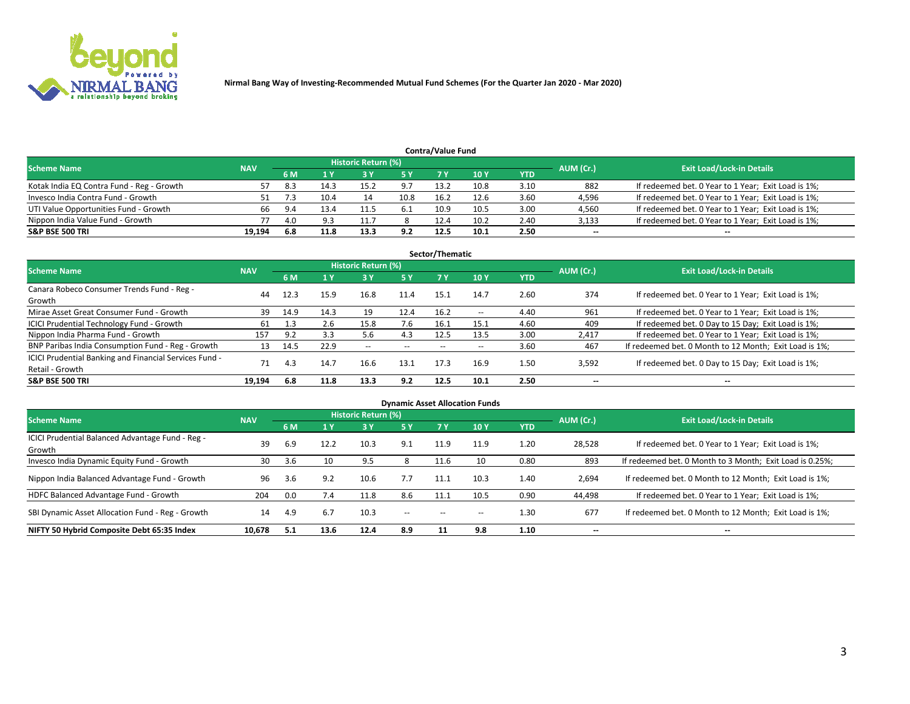Nirmal Bang Way of Investing-Recommended Mutual Fund Schemes (For the Quarter Jan 2020 - Mar 2020)

## Contra/Value Fund

| Scheme Name | NAV | Historic Return (%) | | | | | | | AUM (Cr.) | Exit Load/Lock-in Details |
|---|---|---|---|---|---|---|---|---|---|---|
| | | 6 M | 1 Y | 3 Y | 5 Y | 7 Y | 10 Y | YTD | | |
| Kotak India EQ Contra Fund - Reg - Growth | 57 | 8.3 | 14.3 | 15.2 | 9.7 | 13.2 | 10.8 | 3.10 | 882 | If redeemed bet. 0 Year to 1 Year; Exit Load is 1%; |
| Invesco India Contra Fund - Growth | 51 | 7.3 | 10.4 | 14 | 10.8 | 16.2 | 12.6 | 3.60 | 4,596 | If redeemed bet. 0 Year to 1 Year; Exit Load is 1%; |
| UTI Value Opportunities Fund - Growth | 66 | 9.4 | 13.4 | 11.5 | 6.1 | 10.9 | 10.5 | 3.00 | 4,560 | If redeemed bet. 0 Year to 1 Year; Exit Load is 1%; |
| Nippon India Value Fund - Growth | 77 | 4.0 | 9.3 | 11.7 | 8 | 12.4 | 10.2 | 2.40 | 3,133 | If redeemed bet. 0 Year to 1 Year; Exit Load is 1%; |
| **S&P BSE 500 TRI** | **19,194** | **6.8** | **11.8** | **13.3** | **9.2** | **12.5** | **10.1** | **2.50** | -- | -- |

## Sector/Thematic

| Scheme Name | NAV | Historic Return (%) | | | | | | | AUM (Cr.) | Exit Load/Lock-in Details |
|---|---|---|---|---|---|---|---|---|---|---|
| | | 6 M | 1 Y | 3 Y | 5 Y | 7 Y | 10 Y | YTD | | |
| Canara Robeco Consumer Trends Fund - Reg - Growth | 44 | 12.3 | 15.9 | 16.8 | 11.4 | 15.1 | 14.7 | 2.60 | 374 | If redeemed bet. 0 Year to 1 Year; Exit Load is 1%; |
| Mirae Asset Great Consumer Fund - Growth | 39 | 14.9 | 14.3 | 19 | 12.4 | 16.2 | -- | 4.40 | 961 | If redeemed bet. 0 Year to 1 Year; Exit Load is 1%; |
| ICICI Prudential Technology Fund - Growth | 61 | 1.3 | 2.6 | 15.8 | 7.6 | 16.1 | 15.1 | 4.60 | 409 | If redeemed bet. 0 Day to 15 Day; Exit Load is 1%; |
| Nippon India Pharma Fund - Growth | 157 | 9.2 | 3.3 | 5.6 | 4.3 | 12.5 | 13.5 | 3.00 | 2,417 | If redeemed bet. 0 Year to 1 Year; Exit Load is 1%; |
| BNP Paribas India Consumption Fund - Reg - Growth | 13 | 14.5 | 22.9 | -- | -- | -- | -- | 3.60 | 467 | If redeemed bet. 0 Month to 12 Month; Exit Load is 1%; |
| ICICI Prudential Banking and Financial Services Fund - Retail - Growth | 71 | 4.3 | 14.7 | 16.6 | 13.1 | 17.3 | 16.9 | 1.50 | 3,592 | If redeemed bet. 0 Day to 15 Day; Exit Load is 1%; |
| **S&P BSE 500 TRI** | **19,194** | **6.8** | **11.8** | **13.3** | **9.2** | **12.5** | **10.1** | **2.50** | -- | -- |

## Dynamic Asset Allocation Funds

| Scheme Name | NAV | Historic Return (%) | | | | | | | AUM (Cr.) | Exit Load/Lock-in Details |
|---|---|---|---|---|---|---|---|---|---|---|
| | | 6 M | 1 Y | 3 Y | 5 Y | 7 Y | 10 Y | YTD | | |
| ICICI Prudential Balanced Advantage Fund - Reg - Growth | 39 | 6.9 | 12.2 | 10.3 | 9.1 | 11.9 | 11.9 | 1.20 | 28,528 | If redeemed bet. 0 Year to 1 Year; Exit Load is 1%; |
| Invesco India Dynamic Equity Fund - Growth | 30 | 3.6 | 10 | 9.5 | 8 | 11.6 | 10 | 0.80 | 893 | If redeemed bet. 0 Month to 3 Month; Exit Load is 0.25%; |
| Nippon India Balanced Advantage Fund - Growth | 96 | 3.6 | 9.2 | 10.6 | 7.7 | 11.1 | 10.3 | 1.40 | 2,694 | If redeemed bet. 0 Month to 12 Month; Exit Load is 1%; |
| HDFC Balanced Advantage Fund - Growth | 204 | 0.0 | 7.4 | 11.8 | 8.6 | 11.1 | 10.5 | 0.90 | 44,498 | If redeemed bet. 0 Year to 1 Year; Exit Load is 1%; |
| SBI Dynamic Asset Allocation Fund - Reg - Growth | 14 | 4.9 | 6.7 | 10.3 | -- | -- | -- | 1.30 | 677 | If redeemed bet. 0 Month to 12 Month; Exit Load is 1%; |
| **NIFTY 50 Hybrid Composite Debt 65:35 Index** | **10,678** | **5.1** | **13.6** | **12.4** | **8.9** | **11** | **9.8** | **1.10** | -- | -- |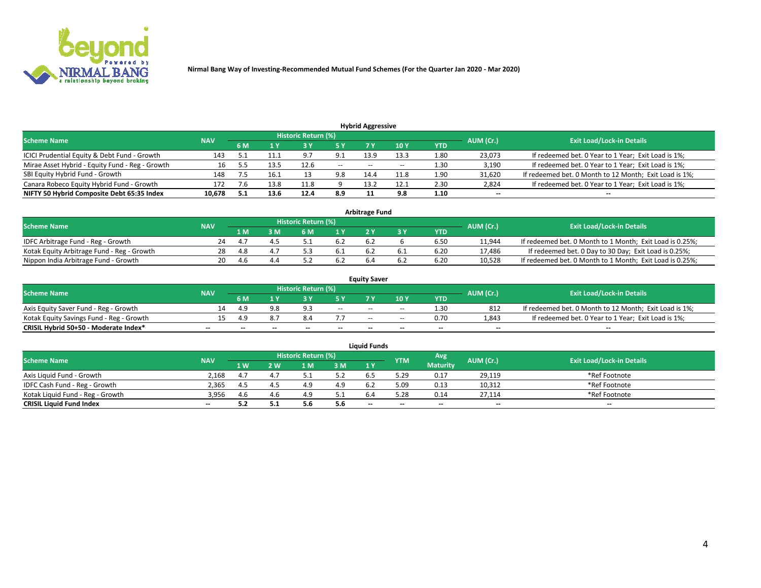Nirmal Bang Way of Investing-Recommended Mutual Fund Schemes (For the Quarter Jan 2020 - Mar 2020)

### Hybrid Aggressive

| Scheme Name | NAV | Historic Return (%) | | | | | | YTD | AUM (Cr.) | Exit Load/Lock-in Details |
|---|---|---|---|---|---|---|---|---|---|---|
| | | 6 M | 1 Y | 3 Y | 5 Y | 7 Y | 10 Y | | | |
| ICICI Prudential Equity & Debt Fund - Growth | 143 | 5.1 | 11.1 | 9.7 | 9.1 | 13.9 | 13.3 | 1.80 | 23,073 | If redeemed bet. 0 Year to 1 Year; Exit Load is 1%; |
| Mirae Asset Hybrid - Equity Fund - Reg - Growth | 16 | 5.5 | 13.5 | 12.6 | -- | -- | -- | 1.30 | 3,190 | If redeemed bet. 0 Year to 1 Year; Exit Load is 1%; |
| SBI Equity Hybrid Fund - Growth | 148 | 7.5 | 16.1 | 13 | 9.8 | 14.4 | 11.8 | 1.90 | 31,620 | If redeemed bet. 0 Month to 12 Month; Exit Load is 1%; |
| Canara Robeco Equity Hybrid Fund - Growth | 172 | 7.6 | 13.8 | 11.8 | 9 | 13.2 | 12.1 | 2.30 | 2,824 | If redeemed bet. 0 Year to 1 Year; Exit Load is 1%; |
| **NIFTY 50 Hybrid Composite Debt 65:35 Index** | **10,678** | **5.1** | **13.6** | **12.4** | **8.9** | **11** | **9.8** | **1.10** | **--** | **--** |

### Arbitrage Fund

| Scheme Name | NAV | Historic Return (%) | | | | | | YTD | AUM (Cr.) | Exit Load/Lock-in Details |
|---|---|---|---|---|---|---|---|---|---|---|
| | | 1 M | 3 M | 6 M | 1 Y | 2 Y | 3 Y | | | |
| IDFC Arbitrage Fund - Reg - Growth | 24 | 4.7 | 4.5 | 5.1 | 6.2 | 6.2 | 6 | 6.50 | 11,944 | If redeemed bet. 0 Month to 1 Month; Exit Load is 0.25%; |
| Kotak Equity Arbitrage Fund - Reg - Growth | 28 | 4.8 | 4.7 | 5.3 | 6.1 | 6.2 | 6.1 | 6.20 | 17,486 | If redeemed bet. 0 Day to 30 Day; Exit Load is 0.25%; |
| Nippon India Arbitrage Fund - Growth | 20 | 4.6 | 4.4 | 5.2 | 6.2 | 6.4 | 6.2 | 6.20 | 10,528 | If redeemed bet. 0 Month to 1 Month; Exit Load is 0.25%; |

### Equity Saver

| Scheme Name | NAV | Historic Return (%) | | | | | | YTD | AUM (Cr.) | Exit Load/Lock-in Details |
|---|---|---|---|---|---|---|---|---|---|---|
| | | 6 M | 1 Y | 3 Y | 5 Y | 7 Y | 10 Y | | | |
| Axis Equity Saver Fund - Reg - Growth | 14 | 4.9 | 9.8 | 9.3 | -- | -- | -- | 1.30 | 812 | If redeemed bet. 0 Month to 12 Month; Exit Load is 1%; |
| Kotak Equity Savings Fund - Reg - Growth | 15 | 4.9 | 8.7 | 8.4 | 7.7 | -- | -- | 0.70 | 1,843 | If redeemed bet. 0 Year to 1 Year; Exit Load is 1%; |
| **CRISIL Hybrid 50+50 - Moderate Index*** | **--** | **--** | **--** | **--** | **--** | **--** | **--** | **--** | **--** | **--** |

### Liquid Funds

| Scheme Name | NAV | Historic Return (%) | | | | | YTM | Avg Maturity | AUM (Cr.) | Exit Load/Lock-in Details |
|---|---|---|---|---|---|---|---|---|---|---|
| | | 1 W | 2 W | 1 M | 3 M | 1 Y | | | | |
| Axis Liquid Fund - Growth | 2,168 | 4.7 | 4.7 | 5.1 | 5.2 | 6.5 | 5.29 | 0.17 | 29,119 | *Ref Footnote |
| IDFC Cash Fund - Reg - Growth | 2,365 | 4.5 | 4.5 | 4.9 | 4.9 | 6.2 | 5.09 | 0.13 | 10,312 | *Ref Footnote |
| Kotak Liquid Fund - Reg - Growth | 3,956 | 4.6 | 4.6 | 4.9 | 5.1 | 6.4 | 5.28 | 0.14 | 27,114 | *Ref Footnote |
| **CRISIL Liquid Fund Index** | **--** | **5.2** | **5.1** | **5.6** | **5.6** | **--** | **--** | **--** | **--** | **--** |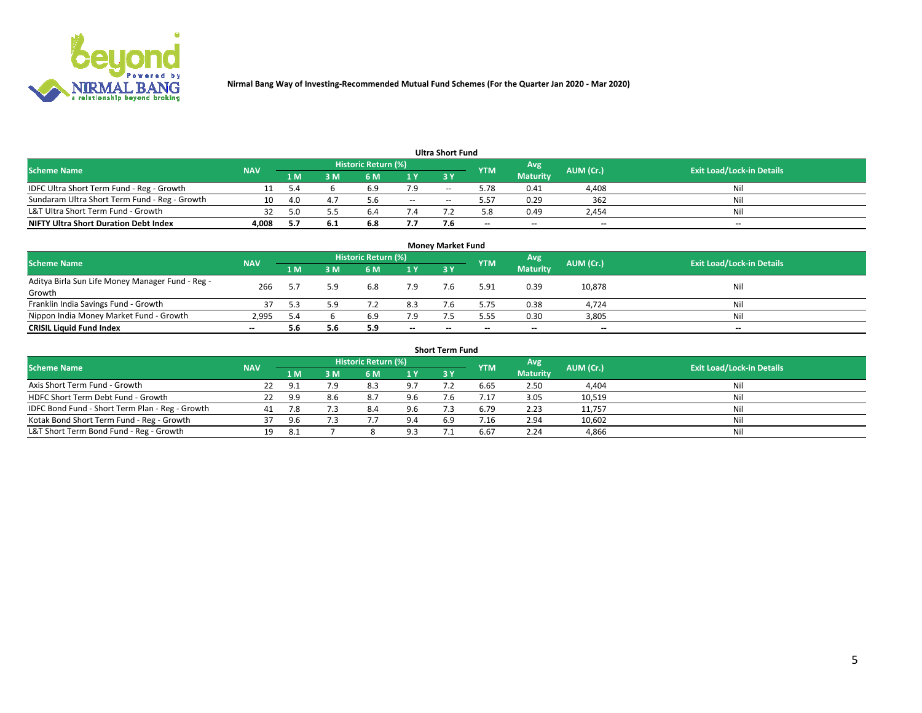Nirmal Bang Way of Investing-Recommended Mutual Fund Schemes (For the Quarter Jan 2020 - Mar 2020)

### Ultra Short Fund

| Scheme Name | NAV | Historic Return (%) | | | | | YTM | Avg Maturity | AUM (Cr.) | Exit Load/Lock-in Details |
|---|---|---|---|---|---|---|---|---|---|---|
| | | 1 M | 3 M | 6 M | 1 Y | 3 Y | | | | |
| IDFC Ultra Short Term Fund - Reg - Growth | 11 | 5.4 | 6 | 6.9 | 7.9 | -- | 5.78 | 0.41 | 4,408 | Nil |
| Sundaram Ultra Short Term Fund - Reg - Growth | 10 | 4.0 | 4.7 | 5.6 | -- | -- | 5.57 | 0.29 | 362 | Nil |
| L&T Ultra Short Term Fund - Growth | 32 | 5.0 | 5.5 | 6.4 | 7.4 | 7.2 | 5.8 | 0.49 | 2,454 | Nil |
| **NIFTY Ultra Short Duration Debt Index** | **4,008** | **5.7** | **6.1** | **6.8** | **7.7** | **7.6** | **--** | **--** | **--** | **--** |

### Money Market Fund

| Scheme Name | NAV | Historic Return (%) | | | | | YTM | Avg Maturity | AUM (Cr.) | Exit Load/Lock-in Details |
|---|---|---|---|---|---|---|---|---|---|---|
| | | 1 M | 3 M | 6 M | 1 Y | 3 Y | | | | |
| Aditya Birla Sun Life Money Manager Fund - Reg - Growth | 266 | 5.7 | 5.9 | 6.8 | 7.9 | 7.6 | 5.91 | 0.39 | 10,878 | Nil |
| Franklin India Savings Fund - Growth | 37 | 5.3 | 5.9 | 7.2 | 8.3 | 7.6 | 5.75 | 0.38 | 4,724 | Nil |
| Nippon India Money Market Fund - Growth | 2,995 | 5.4 | 6 | 6.9 | 7.9 | 7.5 | 5.55 | 0.30 | 3,805 | Nil |
| **CRISIL Liquid Fund Index** | **--** | **5.6** | **5.6** | **5.9** | **--** | **--** | **--** | **--** | **--** | **--** |

### Short Term Fund

| Scheme Name | NAV | Historic Return (%) | | | | | YTM | Avg Maturity | AUM (Cr.) | Exit Load/Lock-in Details |
|---|---|---|---|---|---|---|---|---|---|---|
| | | 1 M | 3 M | 6 M | 1 Y | 3 Y | | | | |
| Axis Short Term Fund - Growth | 22 | 9.1 | 7.9 | 8.3 | 9.7 | 7.2 | 6.65 | 2.50 | 4,404 | Nil |
| HDFC Short Term Debt Fund - Growth | 22 | 9.9 | 8.6 | 8.7 | 9.6 | 7.6 | 7.17 | 3.05 | 10,519 | Nil |
| IDFC Bond Fund - Short Term Plan - Reg - Growth | 41 | 7.8 | 7.3 | 8.4 | 9.6 | 7.3 | 6.79 | 2.23 | 11,757 | Nil |
| Kotak Bond Short Term Fund - Reg - Growth | 37 | 9.6 | 7.3 | 7.7 | 9.4 | 6.9 | 7.16 | 2.94 | 10,602 | Nil |
| L&T Short Term Bond Fund - Reg - Growth | 19 | 8.1 | 7 | 8 | 9.3 | 7.1 | 6.67 | 2.24 | 4,866 | Nil |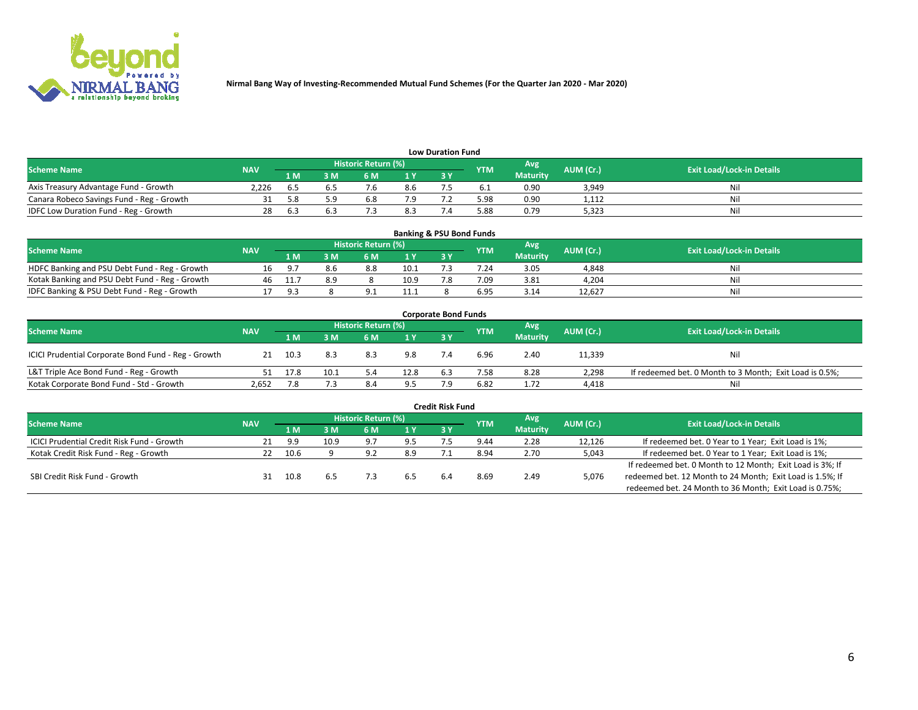Nirmal Bang Way of Investing-Recommended Mutual Fund Schemes (For the Quarter Jan 2020 - Mar 2020)

## Low Duration Fund

| Scheme Name | NAV | Historic Return (%) | | | | | YTM | Avg Maturity | AUM (Cr.) | Exit Load/Lock-in Details |
|---|---|---|---|---|---|---|---|---|---|---|
| | | 1 M | 3 M | 6 M | 1 Y | 3 Y | | | | |
| Axis Treasury Advantage Fund - Growth | 2,226 | 6.5 | 6.5 | 7.6 | 8.6 | 7.5 | 6.1 | 0.90 | 3,949 | Nil |
| Canara Robeco Savings Fund - Reg - Growth | 31 | 5.8 | 5.9 | 6.8 | 7.9 | 7.2 | 5.98 | 0.90 | 1,112 | Nil |
| IDFC Low Duration Fund - Reg - Growth | 28 | 6.3 | 6.3 | 7.3 | 8.3 | 7.4 | 5.88 | 0.79 | 5,323 | Nil |

## Banking & PSU Bond Funds

| Scheme Name | NAV | Historic Return (%) | | | | | YTM | Avg Maturity | AUM (Cr.) | Exit Load/Lock-in Details |
|---|---|---|---|---|---|---|---|---|---|---|
| | | 1 M | 3 M | 6 M | 1 Y | 3 Y | | | | |
| HDFC Banking and PSU Debt Fund - Reg - Growth | 16 | 9.7 | 8.6 | 8.8 | 10.1 | 7.3 | 7.24 | 3.05 | 4,848 | Nil |
| Kotak Banking and PSU Debt Fund - Reg - Growth | 46 | 11.7 | 8.9 | 8 | 10.9 | 7.8 | 7.09 | 3.81 | 4,204 | Nil |
| IDFC Banking & PSU Debt Fund - Reg - Growth | 17 | 9.3 | 8 | 9.1 | 11.1 | 8 | 6.95 | 3.14 | 12,627 | Nil |

## Corporate Bond Funds

| Scheme Name | NAV | Historic Return (%) | | | | | YTM | Avg Maturity | AUM (Cr.) | Exit Load/Lock-in Details |
|---|---|---|---|---|---|---|---|---|---|---|
| | | 1 M | 3 M | 6 M | 1 Y | 3 Y | | | | |
| ICICI Prudential Corporate Bond Fund - Reg - Growth | 21 | 10.3 | 8.3 | 8.3 | 9.8 | 7.4 | 6.96 | 2.40 | 11,339 | Nil |
| L&T Triple Ace Bond Fund - Reg - Growth | 51 | 17.8 | 10.1 | 5.4 | 12.8 | 6.3 | 7.58 | 8.28 | 2,298 | If redeemed bet. 0 Month to 3 Month; Exit Load is 0.5%; |
| Kotak Corporate Bond Fund - Std - Growth | 2,652 | 7.8 | 7.3 | 8.4 | 9.5 | 7.9 | 6.82 | 1.72 | 4,418 | Nil |

## Credit Risk Fund

| Scheme Name | NAV | Historic Return (%) | | | | | YTM | Avg Maturity | AUM (Cr.) | Exit Load/Lock-in Details |
|---|---|---|---|---|---|---|---|---|---|---|
| | | 1 M | 3 M | 6 M | 1 Y | 3 Y | | | | |
| ICICI Prudential Credit Risk Fund - Growth | 21 | 9.9 | 10.9 | 9.7 | 9.5 | 7.5 | 9.44 | 2.28 | 12,126 | If redeemed bet. 0 Year to 1 Year; Exit Load is 1%; |
| Kotak Credit Risk Fund - Reg - Growth | 22 | 10.6 | 9 | 9.2 | 8.9 | 7.1 | 8.94 | 2.70 | 5,043 | If redeemed bet. 0 Year to 1 Year; Exit Load is 1%; |
| SBI Credit Risk Fund - Growth | 31 | 10.8 | 6.5 | 7.3 | 6.5 | 6.4 | 8.69 | 2.49 | 5,076 | If redeemed bet. 0 Month to 12 Month; Exit Load is 3%; If redeemed bet. 12 Month to 24 Month; Exit Load is 1.5%; If redeemed bet. 24 Month to 36 Month; Exit Load is 0.75%; |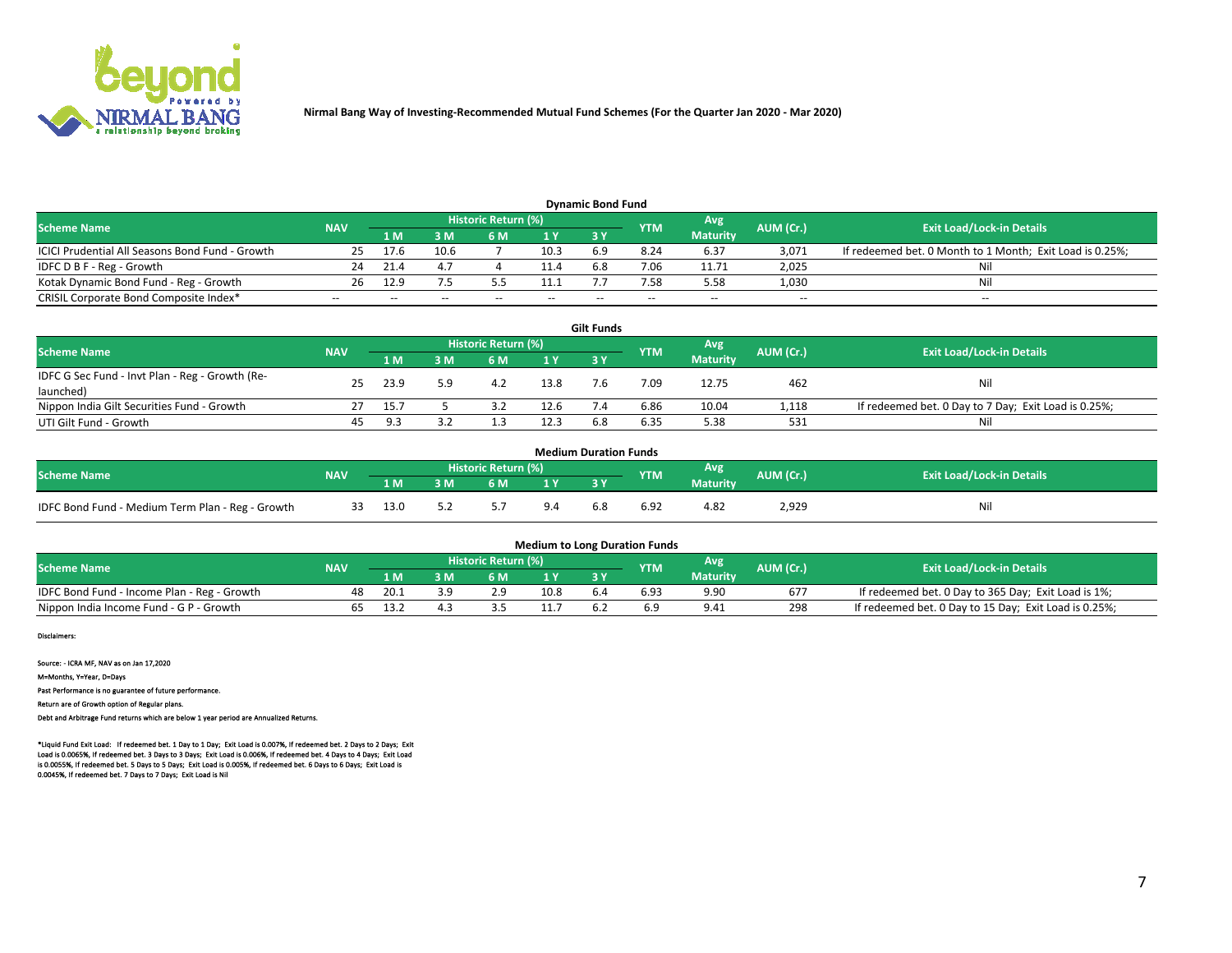Nirmal Bang Way of Investing-Recommended Mutual Fund Schemes (For the Quarter Jan 2020 - Mar 2020)

### Dynamic Bond Fund

| Scheme Name | NAV | Historic Return (%) | | | | | YTM | Avg Maturity | AUM (Cr.) | Exit Load/Lock-in Details |
|---|---|---|---|---|---|---|---|---|---|---|
| | | 1 M | 3 M | 6 M | 1 Y | 3 Y | | | | |
| ICICI Prudential All Seasons Bond Fund - Growth | 25 | 17.6 | 10.6 | 7 | 10.3 | 6.9 | 8.24 | 6.37 | 3,071 | If redeemed bet. 0 Month to 1 Month; Exit Load is 0.25%; |
| IDFC D B F - Reg - Growth | 24 | 21.4 | 4.7 | 4 | 11.4 | 6.8 | 7.06 | 11.71 | 2,025 | Nil |
| Kotak Dynamic Bond Fund - Reg - Growth | 26 | 12.9 | 7.5 | 5.5 | 11.1 | 7.7 | 7.58 | 5.58 | 1,030 | Nil |
| CRISIL Corporate Bond Composite Index* | -- | -- | -- | -- | -- | -- | -- | -- | -- | -- |

### Gilt Funds

| Scheme Name | NAV | Historic Return (%) | | | | | YTM | Avg Maturity | AUM (Cr.) | Exit Load/Lock-in Details |
|---|---|---|---|---|---|---|---|---|---|---|
| | | 1 M | 3 M | 6 M | 1 Y | 3 Y | | | | |
| IDFC G Sec Fund - Invt Plan - Reg - Growth (Re-launched) | 25 | 23.9 | 5.9 | 4.2 | 13.8 | 7.6 | 7.09 | 12.75 | 462 | Nil |
| Nippon India Gilt Securities Fund - Growth | 27 | 15.7 | 5 | 3.2 | 12.6 | 7.4 | 6.86 | 10.04 | 1,118 | If redeemed bet. 0 Day to 7 Day; Exit Load is 0.25%; |
| UTI Gilt Fund - Growth | 45 | 9.3 | 3.2 | 1.3 | 12.3 | 6.8 | 6.35 | 5.38 | 531 | Nil |

### Medium Duration Funds

| Scheme Name | NAV | Historic Return (%) | | | | | YTM | Avg Maturity | AUM (Cr.) | Exit Load/Lock-in Details |
|---|---|---|---|---|---|---|---|---|---|---|
| | | 1 M | 3 M | 6 M | 1 Y | 3 Y | | | | |
| IDFC Bond Fund - Medium Term Plan - Reg - Growth | 33 | 13.0 | 5.2 | 5.7 | 9.4 | 6.8 | 6.92 | 4.82 | 2,929 | Nil |

### Medium to Long Duration Funds

| Scheme Name | NAV | Historic Return (%) | | | | | YTM | Avg Maturity | AUM (Cr.) | Exit Load/Lock-in Details |
|---|---|---|---|---|---|---|---|---|---|---|
| | | 1 M | 3 M | 6 M | 1 Y | 3 Y | | | | |
| IDFC Bond Fund - Income Plan - Reg - Growth | 48 | 20.1 | 3.9 | 2.9 | 10.8 | 6.4 | 6.93 | 9.90 | 677 | If redeemed bet. 0 Day to 365 Day; Exit Load is 1%; |
| Nippon India Income Fund - G P - Growth | 65 | 13.2 | 4.3 | 3.5 | 11.7 | 6.2 | 6.9 | 9.41 | 298 | If redeemed bet. 0 Day to 15 Day; Exit Load is 0.25%; |

Disclaimers:

Source: - ICRA MF, NAV as on Jan 17,2020

M=Months, Y=Year, D=Days

Past Performance is no guarantee of future performance.

Return are of Growth option of Regular plans.

Debt and Arbitrage Fund returns which are below 1 year period are Annualized Returns.

*Liquid Fund Exit Load: If redeemed bet. 1 Day to 1 Day; Exit Load is 0.007%, If redeemed bet. 2 Days to 2 Days; Exit Load is 0.0065%, If redeemed bet. 3 Days to 3 Days; Exit Load is 0.006%, If redeemed bet. 4 Days to 4 Days; Exit Load is 0.0055%, If redeemed bet. 5 Days to 5 Days; Exit Load is 0.005%, If redeemed bet. 6 Days to 6 Days; Exit Load is 0.0045%, If redeemed bet. 7 Days to 7 Days; Exit Load is Nil